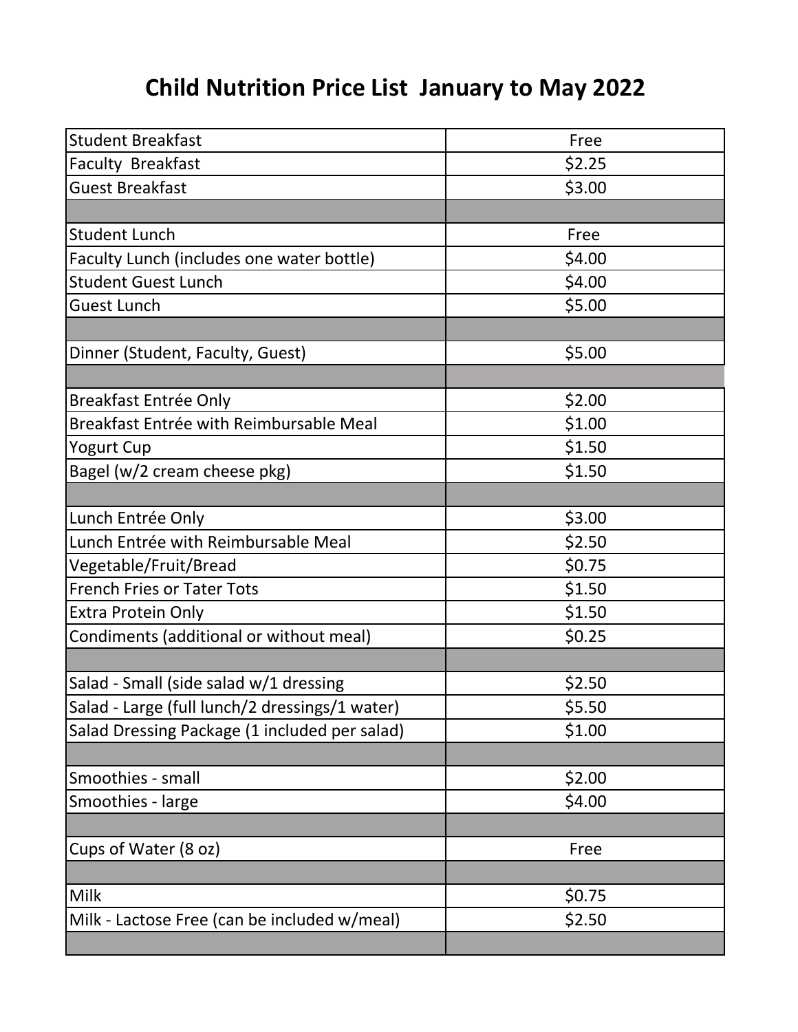# Child Nutrition Price List January to May 2022

| Item | Price |
|---|---|
| Student Breakfast | Free |
| Faculty Breakfast | $2.25 |
| Guest Breakfast | $3.00 |
| | |
| Student Lunch | Free |
| Faculty Lunch (includes one water bottle) | $4.00 |
| Student Guest Lunch | $4.00 |
| Guest Lunch | $5.00 |
| | |
| Dinner (Student, Faculty, Guest) | $5.00 |
| | |
| Breakfast Entrée Only | $2.00 |
| Breakfast Entrée with Reimbursable Meal | $1.00 |
| Yogurt Cup | $1.50 |
| Bagel (w/2 cream cheese pkg) | $1.50 |
| | |
| Lunch Entrée Only | $3.00 |
| Lunch Entrée with Reimbursable Meal | $2.50 |
| Vegetable/Fruit/Bread | $0.75 |
| French Fries or Tater Tots | $1.50 |
| Extra Protein Only | $1.50 |
| Condiments (additional or without meal) | $0.25 |
| | |
| Salad - Small (side salad w/1 dressing | $2.50 |
| Salad - Large (full lunch/2 dressings/1 water) | $5.50 |
| Salad Dressing Package (1 included per salad) | $1.00 |
| | |
| Smoothies - small | $2.00 |
| Smoothies - large | $4.00 |
| | |
| Cups of Water (8 oz) | Free |
| | |
| Milk | $0.75 |
| Milk - Lactose Free (can be included w/meal) | $2.50 |
| | |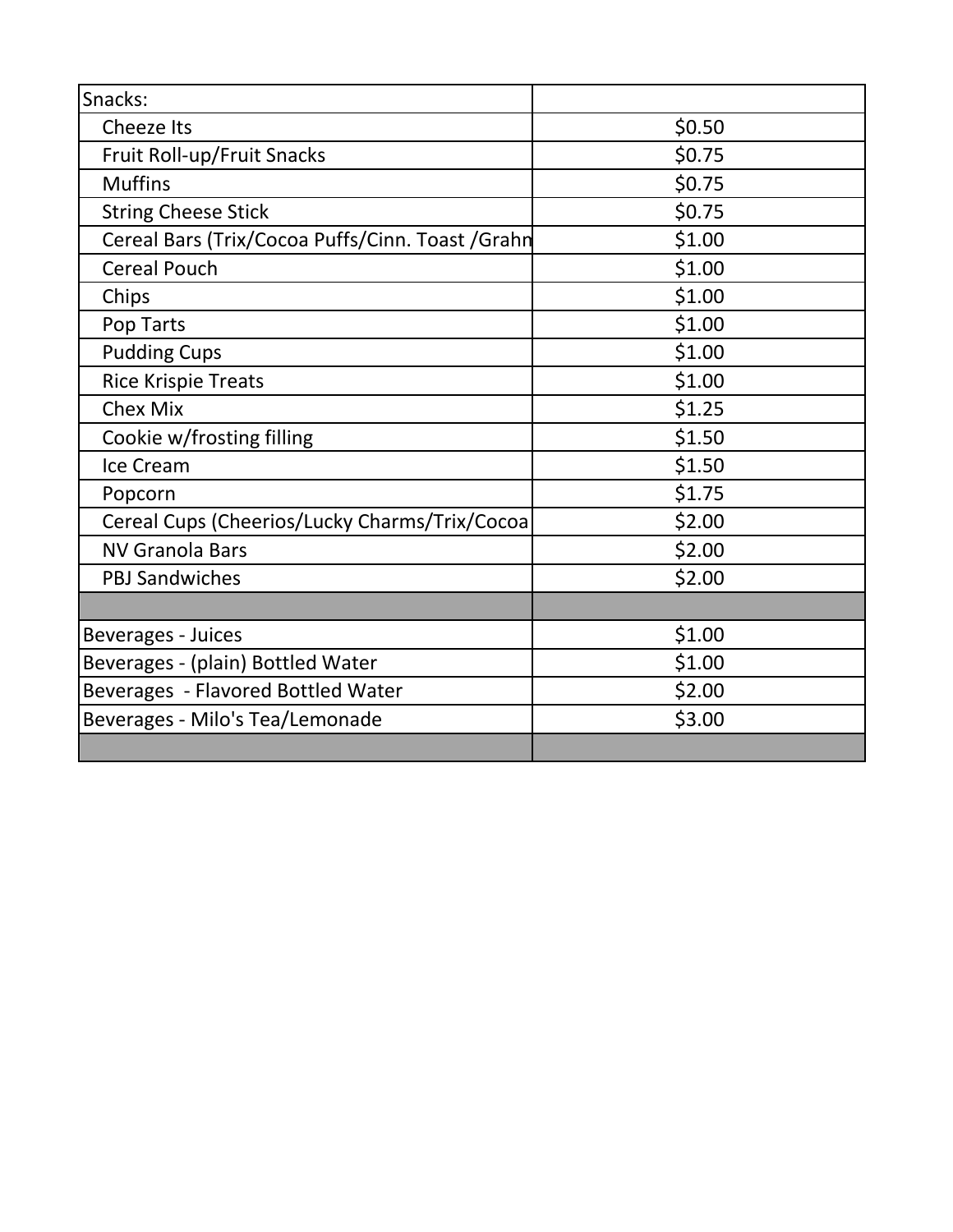| | |
|---|---|
| Snacks: | |
| Cheeze Its | $0.50 |
| Fruit Roll-up/Fruit Snacks | $0.75 |
| Muffins | $0.75 |
| String Cheese Stick | $0.75 |
| Cereal Bars (Trix/Cocoa Puffs/Cinn. Toast /Grahn | $1.00 |
| Cereal Pouch | $1.00 |
| Chips | $1.00 |
| Pop Tarts | $1.00 |
| Pudding Cups | $1.00 |
| Rice Krispie Treats | $1.00 |
| Chex Mix | $1.25 |
| Cookie w/frosting filling | $1.50 |
| Ice Cream | $1.50 |
| Popcorn | $1.75 |
| Cereal Cups (Cheerios/Lucky Charms/Trix/Cocoa | $2.00 |
| NV Granola Bars | $2.00 |
| PBJ Sandwiches | $2.00 |
| | |
| Beverages - Juices | $1.00 |
| Beverages - (plain) Bottled Water | $1.00 |
| Beverages - Flavored Bottled Water | $2.00 |
| Beverages - Milo's Tea/Lemonade | $3.00 |
| | |